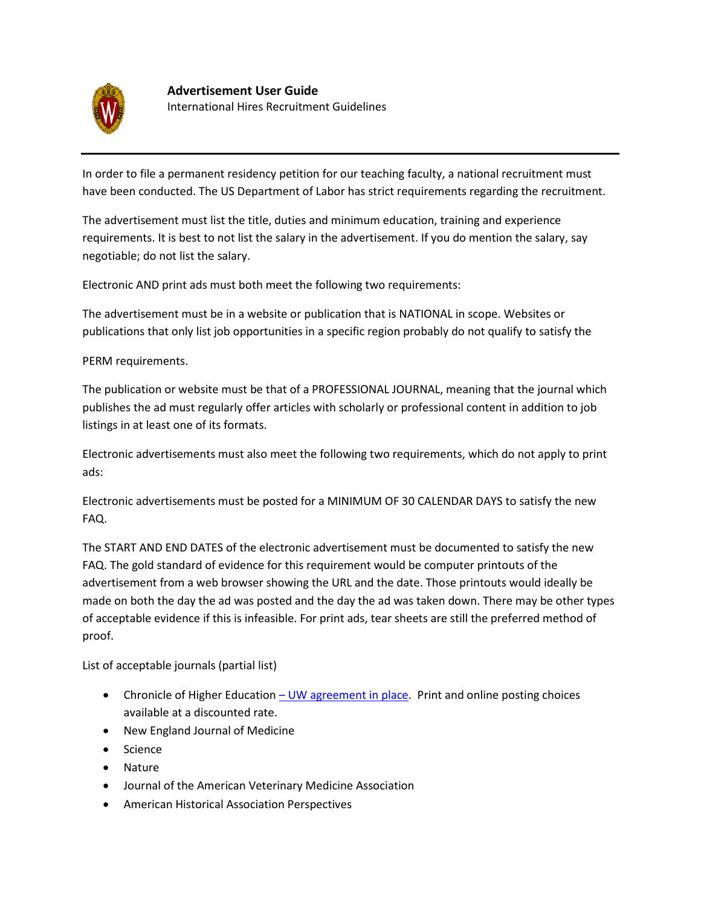# Advertisement User Guide

International Hires Recruitment Guidelines

---

In order to file a permanent residency petition for our teaching faculty, a national recruitment must have been conducted. The US Department of Labor has strict requirements regarding the recruitment.

The advertisement must list the title, duties and minimum education, training and experience requirements. It is best to not list the salary in the advertisement. If you do mention the salary, say negotiable; do not list the salary.

Electronic AND print ads must both meet the following two requirements:

The advertisement must be in a website or publication that is NATIONAL in scope. Websites or publications that only list job opportunities in a specific region probably do not qualify to satisfy the PERM requirements.

The publication or website must be that of a PROFESSIONAL JOURNAL, meaning that the journal which publishes the ad must regularly offer articles with scholarly or professional content in addition to job listings in at least one of its formats.

Electronic advertisements must also meet the following two requirements, which do not apply to print ads:

Electronic advertisements must be posted for a MINIMUM OF 30 CALENDAR DAYS to satisfy the new FAQ.

The START AND END DATES of the electronic advertisement must be documented to satisfy the new FAQ. The gold standard of evidence for this requirement would be computer printouts of the advertisement from a web browser showing the URL and the date. Those printouts would ideally be made on both the day the ad was posted and the day the ad was taken down. There may be other types of acceptable evidence if this is infeasible. For print ads, tear sheets are still the preferred method of proof.

List of acceptable journals (partial list)

- Chronicle of Higher Education – UW agreement in place. Print and online posting choices available at a discounted rate.
- New England Journal of Medicine
- Science
- Nature
- Journal of the American Veterinary Medicine Association
- American Historical Association Perspectives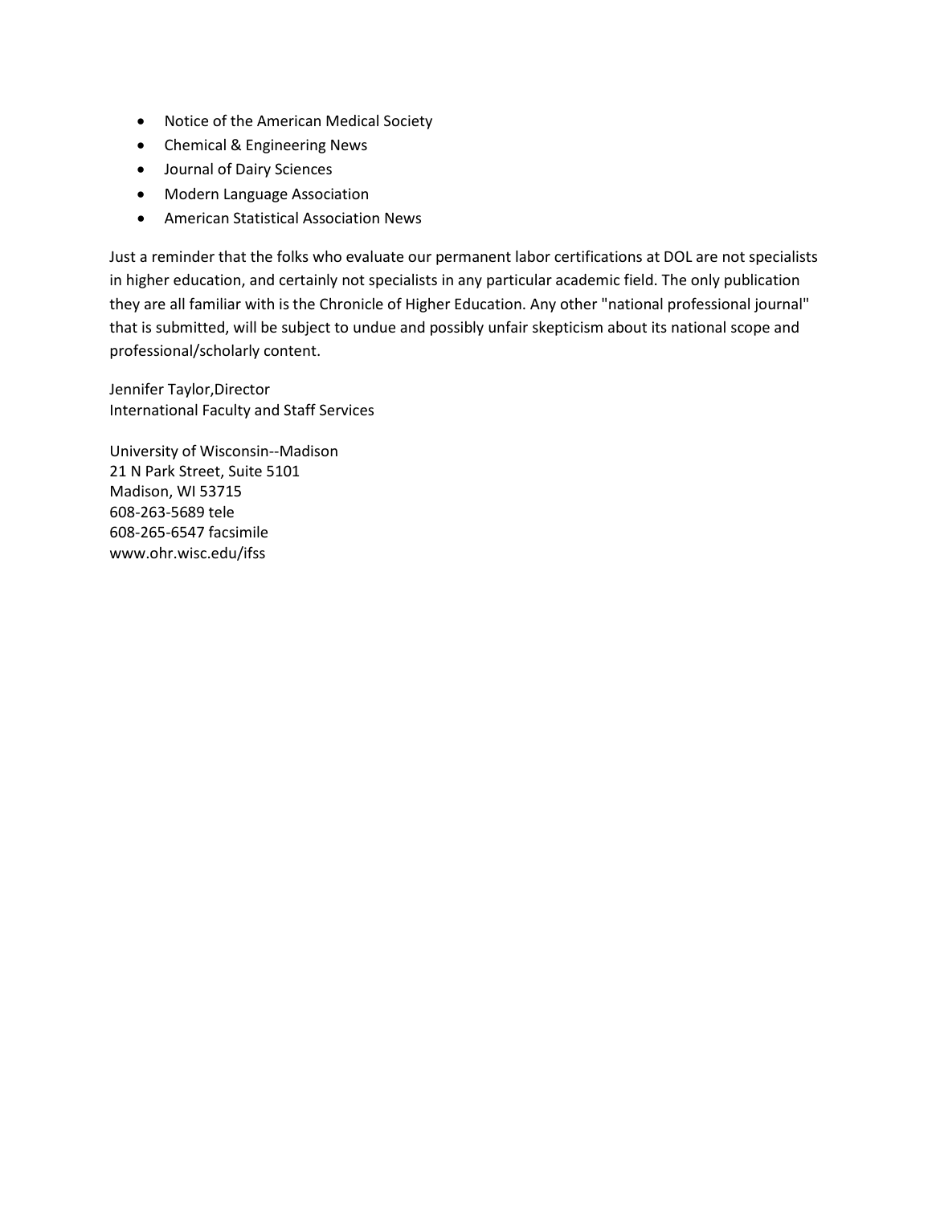- Notice of the American Medical Society
- Chemical & Engineering News
- Journal of Dairy Sciences
- Modern Language Association
- American Statistical Association News

Just a reminder that the folks who evaluate our permanent labor certifications at DOL are not specialists in higher education, and certainly not specialists in any particular academic field. The only publication they are all familiar with is the Chronicle of Higher Education. Any other "national professional journal" that is submitted, will be subject to undue and possibly unfair skepticism about its national scope and professional/scholarly content.

Jennifer Taylor,Director
International Faculty and Staff Services

University of Wisconsin--Madison
21 N Park Street, Suite 5101
Madison, WI 53715
608-263-5689 tele
608-265-6547 facsimile
www.ohr.wisc.edu/ifss